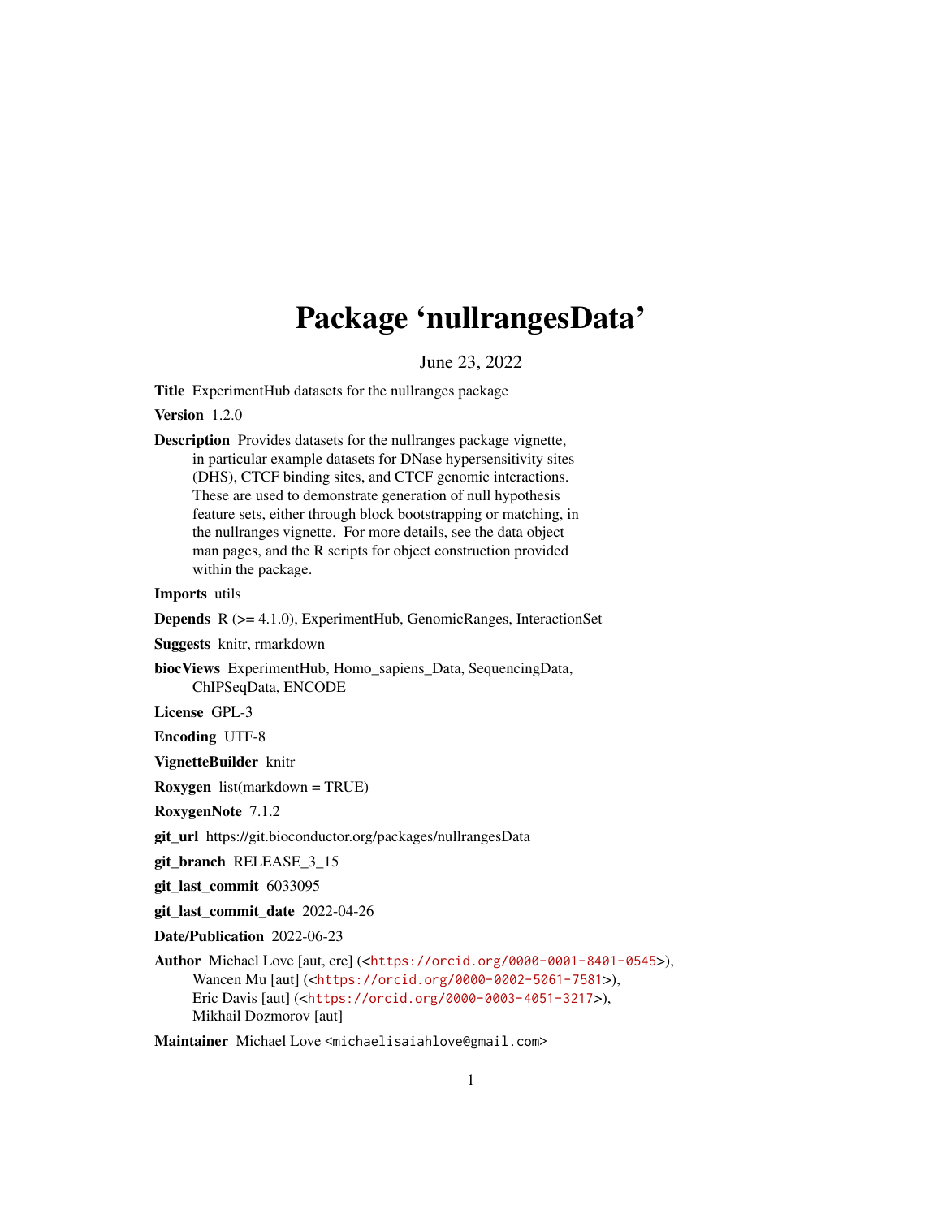# Package 'nullrangesData'

June 23, 2022

**Title** ExperimentHub datasets for the nullranges package

**Version** 1.2.0

**Description** Provides datasets for the nullranges package vignette, in particular example datasets for DNase hypersensitivity sites (DHS), CTCF binding sites, and CTCF genomic interactions. These are used to demonstrate generation of null hypothesis feature sets, either through block bootstrapping or matching, in the nullranges vignette. For more details, see the data object man pages, and the R scripts for object construction provided within the package.

**Imports** utils

**Depends** R (>= 4.1.0), ExperimentHub, GenomicRanges, InteractionSet

**Suggests** knitr, rmarkdown

**biocViews** ExperimentHub, Homo_sapiens_Data, SequencingData, ChIPSeqData, ENCODE

**License** GPL-3

**Encoding** UTF-8

**VignetteBuilder** knitr

**Roxygen** list(markdown = TRUE)

**RoxygenNote** 7.1.2

**git_url** https://git.bioconductor.org/packages/nullrangesData

**git_branch** RELEASE_3_15

**git_last_commit** 6033095

**git_last_commit_date** 2022-04-26

**Date/Publication** 2022-06-23

**Author** Michael Love [aut, cre] (<https://orcid.org/0000-0001-8401-0545>), Wancen Mu [aut] (<https://orcid.org/0000-0002-5061-7581>), Eric Davis [aut] (<https://orcid.org/0000-0003-4051-3217>), Mikhail Dozmorov [aut]

**Maintainer** Michael Love <michaelisaiahlove@gmail.com>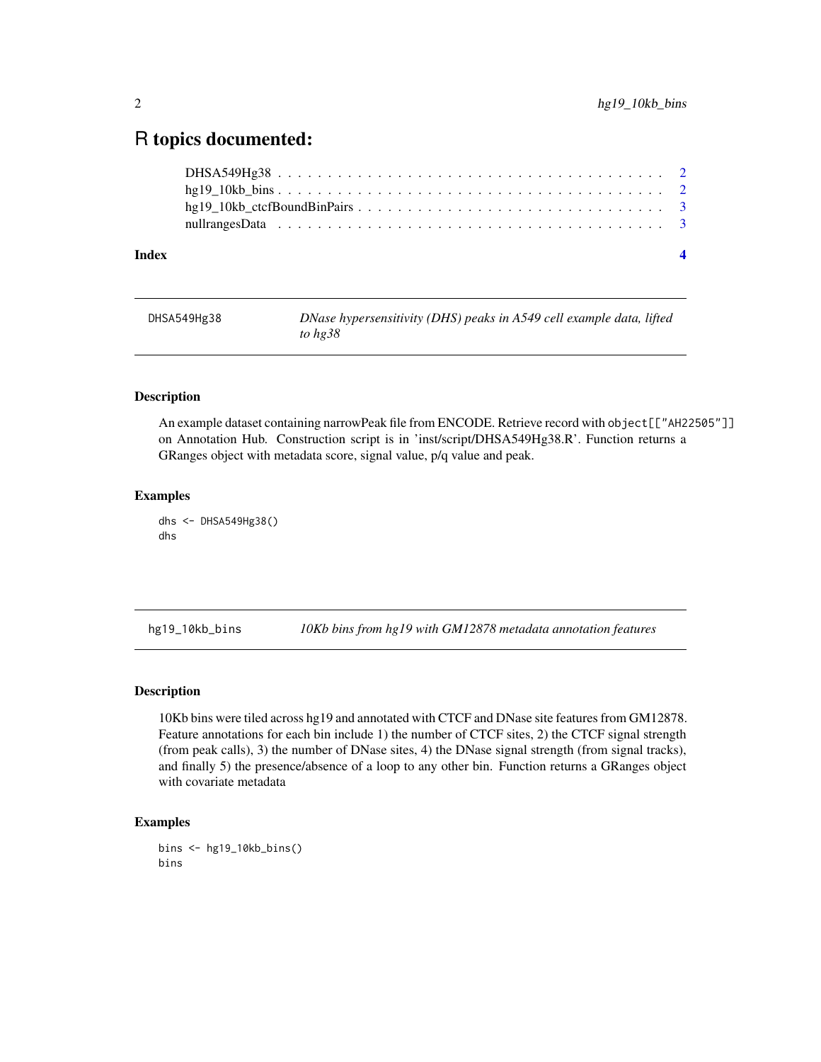# R topics documented:

DHSA549Hg38 . . . . . . . . . . . . . . . . . . . . . . . . . . . . . . . . . . . . . . . 2
hg19_10kb_bins . . . . . . . . . . . . . . . . . . . . . . . . . . . . . . . . . . . . . . 2
hg19_10kb_ctcfBoundBinPairs . . . . . . . . . . . . . . . . . . . . . . . . . . . . . . . 3
nullrangesData . . . . . . . . . . . . . . . . . . . . . . . . . . . . . . . . . . . . . . 3

**Index** **4**

---

DHSA549Hg38 — *DNase hypersensitivity (DHS) peaks in A549 cell example data, lifted to hg38*

---

### Description

An example dataset containing narrowPeak file from ENCODE. Retrieve record with `object[["AH22505"]]` on Annotation Hub. Construction script is in 'inst/script/DHSA549Hg38.R'. Function returns a GRanges object with metadata score, signal value, p/q value and peak.

### Examples

```
dhs <- DHSA549Hg38()
dhs
```

---

hg19_10kb_bins — *10Kb bins from hg19 with GM12878 metadata annotation features*

---

### Description

10Kb bins were tiled across hg19 and annotated with CTCF and DNase site features from GM12878. Feature annotations for each bin include 1) the number of CTCF sites, 2) the CTCF signal strength (from peak calls), 3) the number of DNase sites, 4) the DNase signal strength (from signal tracks), and finally 5) the presence/absence of a loop to any other bin. Function returns a GRanges object with covariate metadata

### Examples

```
bins <- hg19_10kb_bins()
bins
```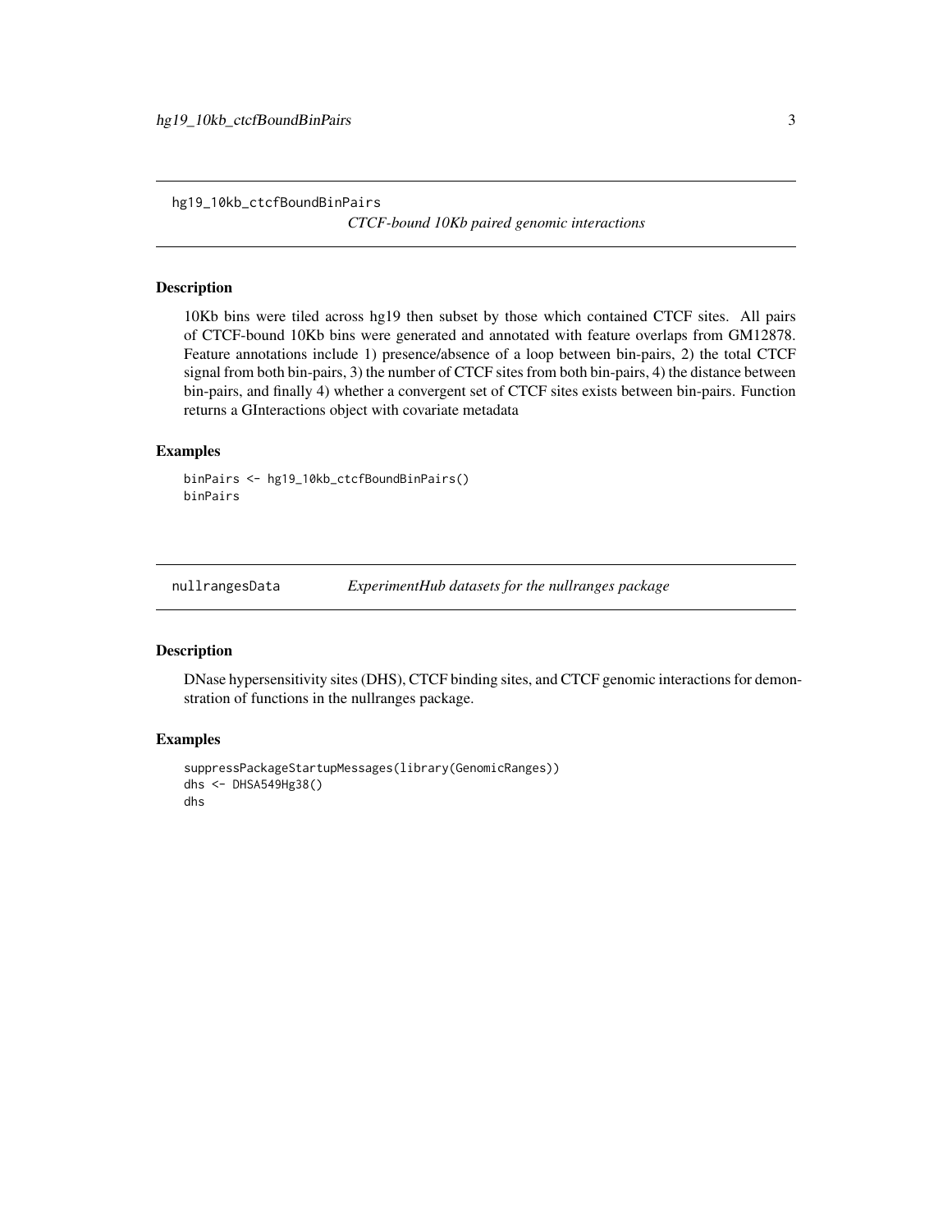## hg19_10kb_ctcfBoundBinPairs

*CTCF-bound 10Kb paired genomic interactions*

### Description

10Kb bins were tiled across hg19 then subset by those which contained CTCF sites. All pairs of CTCF-bound 10Kb bins were generated and annotated with feature overlaps from GM12878. Feature annotations include 1) presence/absence of a loop between bin-pairs, 2) the total CTCF signal from both bin-pairs, 3) the number of CTCF sites from both bin-pairs, 4) the distance between bin-pairs, and finally 4) whether a convergent set of CTCF sites exists between bin-pairs. Function returns a GInteractions object with covariate metadata

### Examples

```
binPairs <- hg19_10kb_ctcfBoundBinPairs()
binPairs
```

## nullrangesData

*ExperimentHub datasets for the nullranges package*

### Description

DNase hypersensitivity sites (DHS), CTCF binding sites, and CTCF genomic interactions for demonstration of functions in the nullranges package.

### Examples

```
suppressPackageStartupMessages(library(GenomicRanges))
dhs <- DHSA549Hg38()
dhs
```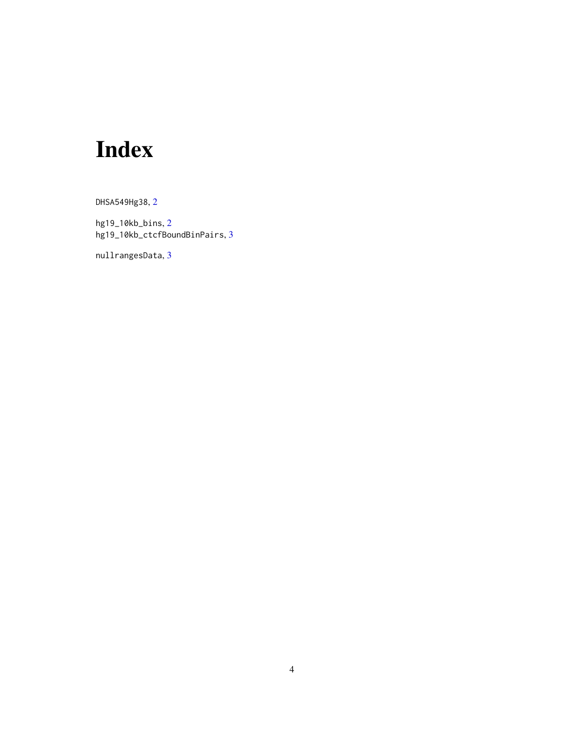# Index

DHSA549Hg38, 2

hg19_10kb_bins, 2
hg19_10kb_ctcfBoundBinPairs, 3

nullrangesData, 3